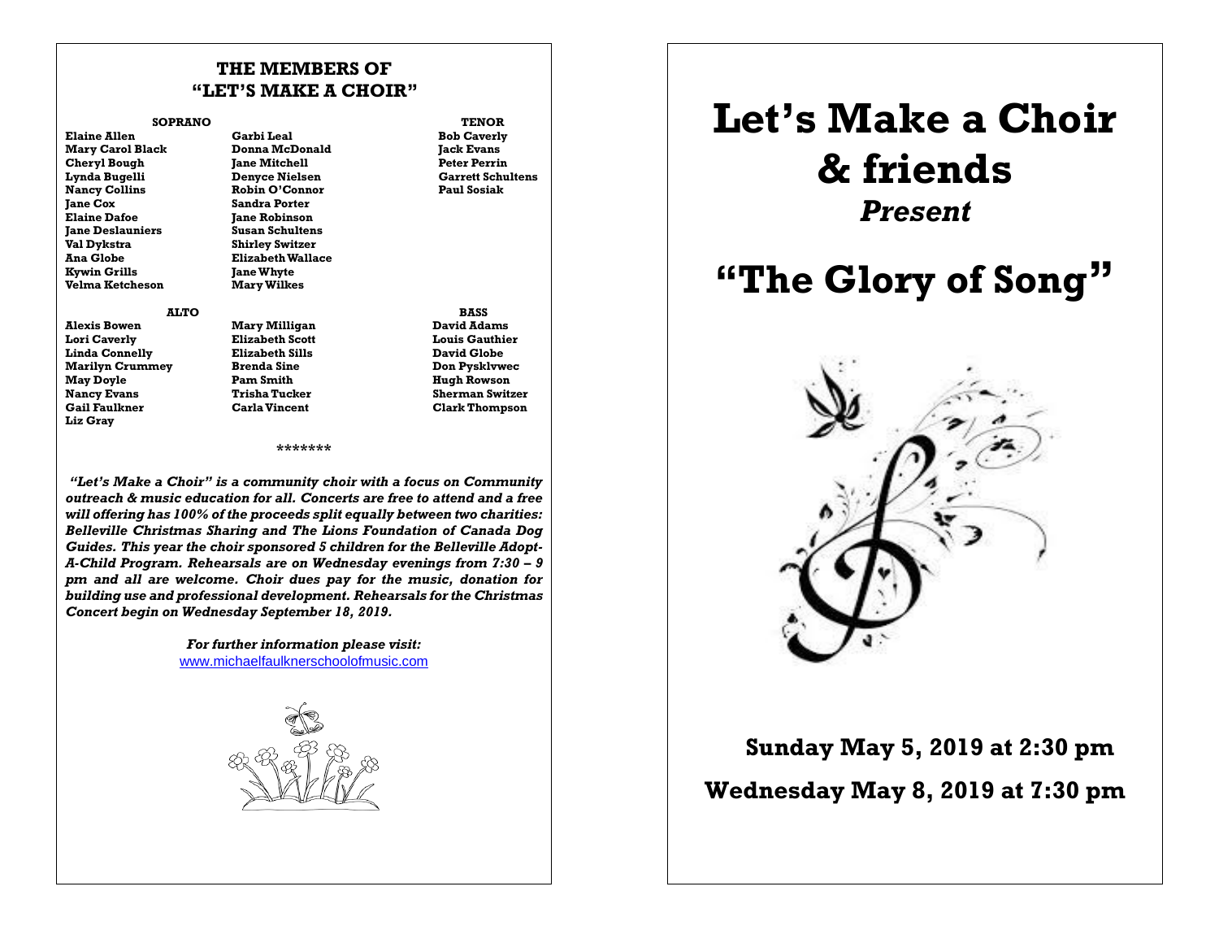## THE MEMBERS OF "LET'S MAKE A CHOIR"

**SOPRANO**

Elaine Allen
Mary Carol Black
Cheryl Bough
Lynda Bugelli
Nancy Collins
Jane Cox
Elaine Dafoe
Jane Deslauniers
Val Dykstra
Ana Globe
Kywin Grills
Velma Ketcheson
Garbi Leal
Donna McDonald
Jane Mitchell
Denyce Nielsen
Robin O'Connor
Sandra Porter
Jane Robinson
Susan Schultens
Shirley Switzer
Elizabeth Wallace
Jane Whyte
Mary Wilkes

**TENOR**

Bob Caverly
Jack Evans
Peter Perrin
Garrett Schultens
Paul Sosiak

**ALTO**

Alexis Bowen
Lori Caverly
Linda Connelly
Marilyn Crummey
May Doyle
Nancy Evans
Gail Faulkner
Liz Gray
Mary Milligan
Elizabeth Scott
Elizabeth Sills
Brenda Sine
Pam Smith
Trisha Tucker
Carla Vincent

**BASS**

David Adams
Louis Gauthier
David Globe
Don Pysklvwec
Hugh Rowson
Sherman Switzer
Clark Thompson

*******

***"Let's Make a Choir" is a community choir with a focus on Community outreach & music education for all. Concerts are free to attend and a free will offering has 100% of the proceeds split equally between two charities: Belleville Christmas Sharing and The Lions Foundation of Canada Dog Guides. This year the choir sponsored 5 children for the Belleville Adopt-A-Child Program. Rehearsals are on Wednesday evenings from 7:30 – 9 pm and all are welcome. Choir dues pay for the music, donation for building use and professional development. Rehearsals for the Christmas Concert begin on Wednesday September 18, 2019.***

***For further information please visit:***
www.michaelfaulknerschoolofmusic.com

# Let's Make a Choir & friends

***Present***

# "The Glory of Song"

**Sunday May 5, 2019 at 2:30 pm**

**Wednesday May 8, 2019 at 7:30 pm**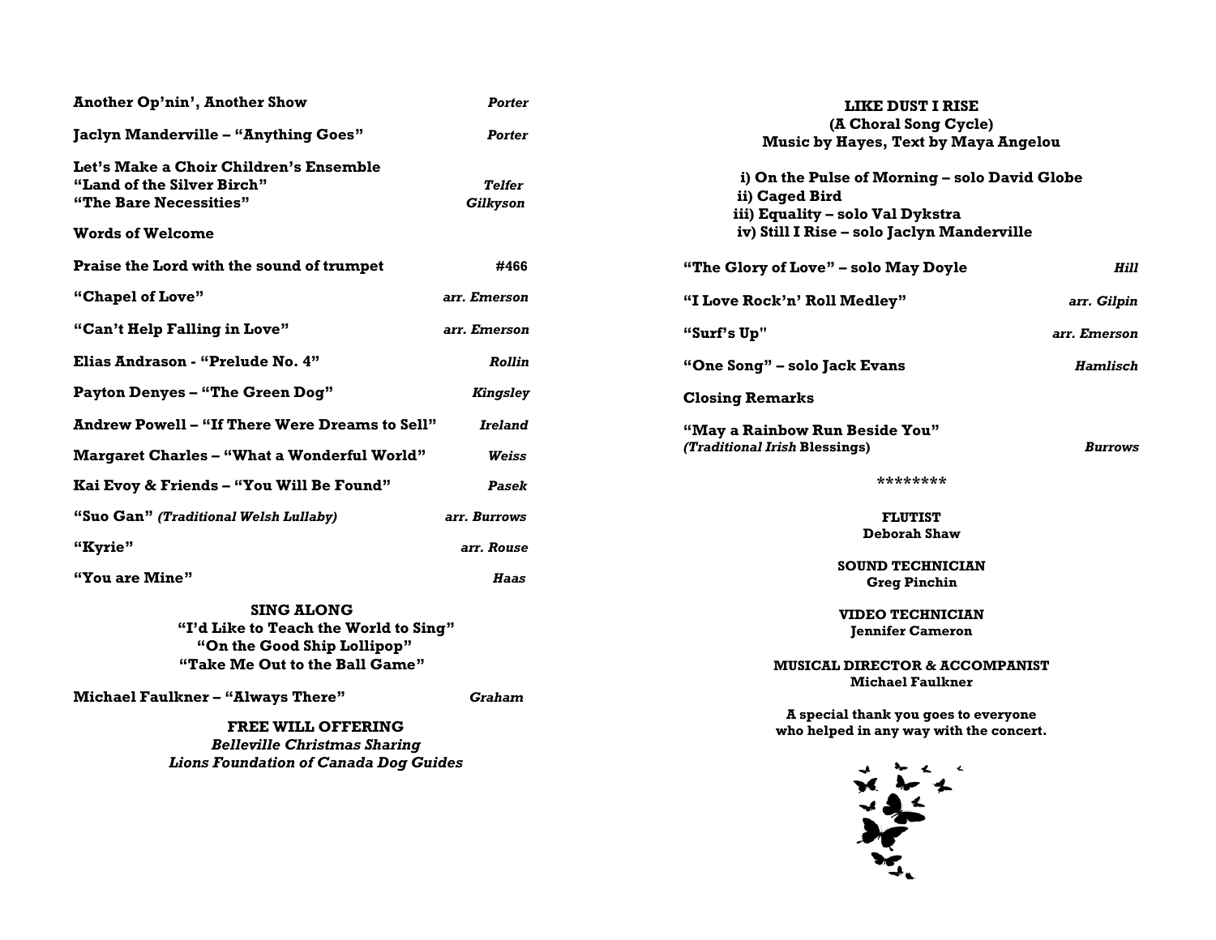**Another Op'nin', Another Show** *Porter*

**Jaclyn Manderville – "Anything Goes"** *Porter*

**Let's Make a Choir Children's Ensemble**
**"Land of the Silver Birch"** *Telfer*
**"The Bare Necessities"** *Gilkyson*

**Words of Welcome**

**Praise the Lord with the sound of trumpet** **#466**

**"Chapel of Love"** *arr. Emerson*

**"Can't Help Falling in Love"** *arr. Emerson*

**Elias Andrason - "Prelude No. 4"** *Rollin*

**Payton Denyes – "The Green Dog"** *Kingsley*

**Andrew Powell – "If There Were Dreams to Sell"** *Ireland*

**Margaret Charles – "What a Wonderful World"** *Weiss*

**Kai Evoy & Friends – "You Will Be Found"** *Pasek*

**"Suo Gan"** ***(Traditional Welsh Lullaby)*** *arr. Burrows*

**"Kyrie"** *arr. Rouse*

**"You are Mine"** *Haas*

**SING ALONG**
**"I'd Like to Teach the World to Sing"**
**"On the Good Ship Lollipop"**
**"Take Me Out to the Ball Game"**

**Michael Faulkner – "Always There"** *Graham*

**FREE WILL OFFERING**
***Belleville Christmas Sharing***
***Lions Foundation of Canada Dog Guides***

**LIKE DUST I RISE**
**(A Choral Song Cycle)**
**Music by Hayes, Text by Maya Angelou**

**i) On the Pulse of Morning – solo David Globe**
**ii) Caged Bird**
**iii) Equality – solo Val Dykstra**
**iv) Still I Rise – solo Jaclyn Manderville**

**"The Glory of Love" – solo May Doyle** *Hill*

**"I Love Rock'n' Roll Medley"** *arr. Gilpin*

**"Surf's Up"** *arr. Emerson*

**"One Song" – solo Jack Evans** *Hamlisch*

**Closing Remarks**

**"May a Rainbow Run Beside You"**
***(Traditional Irish* Blessings)** *Burrows*

********

**FLUTIST**
**Deborah Shaw**

**SOUND TECHNICIAN**
**Greg Pinchin**

**VIDEO TECHNICIAN**
**Jennifer Cameron**

**MUSICAL DIRECTOR & ACCOMPANIST**
**Michael Faulkner**

**A special thank you goes to everyone who helped in any way with the concert.**